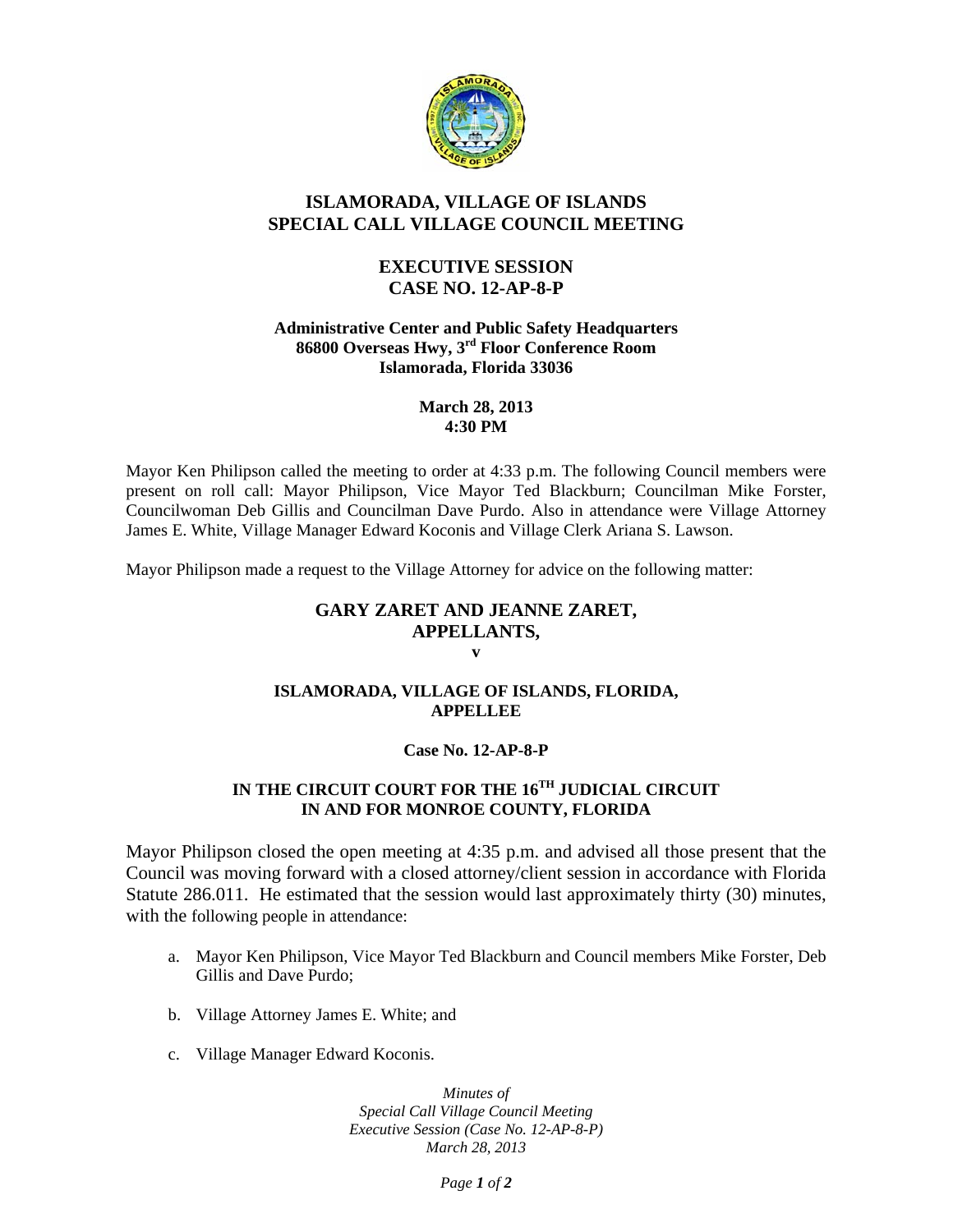# ISLAMORADA, VILLAGE OF ISLANDS
# SPECIAL CALL VILLAGE COUNCIL MEETING

## EXECUTIVE SESSION
## CASE NO. 12-AP-8-P

**Administrative Center and Public Safety Headquarters**
**86800 Overseas Hwy, 3rd Floor Conference Room**
**Islamorada, Florida 33036**

**March 28, 2013**
**4:30 PM**

Mayor Ken Philipson called the meeting to order at 4:33 p.m. The following Council members were present on roll call: Mayor Philipson, Vice Mayor Ted Blackburn; Councilman Mike Forster, Councilwoman Deb Gillis and Councilman Dave Purdo. Also in attendance were Village Attorney James E. White, Village Manager Edward Koconis and Village Clerk Ariana S. Lawson.

Mayor Philipson made a request to the Village Attorney for advice on the following matter:

**GARY ZARET AND JEANNE ZARET,**
**APPELLANTS,**
**v**

**ISLAMORADA, VILLAGE OF ISLANDS, FLORIDA,**
**APPELLEE**

**Case No. 12-AP-8-P**

**IN THE CIRCUIT COURT FOR THE 16TH JUDICIAL CIRCUIT**
**IN AND FOR MONROE COUNTY, FLORIDA**

Mayor Philipson closed the open meeting at 4:35 p.m. and advised all those present that the Council was moving forward with a closed attorney/client session in accordance with Florida Statute 286.011. He estimated that the session would last approximately thirty (30) minutes, with the following people in attendance:

a. Mayor Ken Philipson, Vice Mayor Ted Blackburn and Council members Mike Forster, Deb Gillis and Dave Purdo;

b. Village Attorney James E. White; and

c. Village Manager Edward Koconis.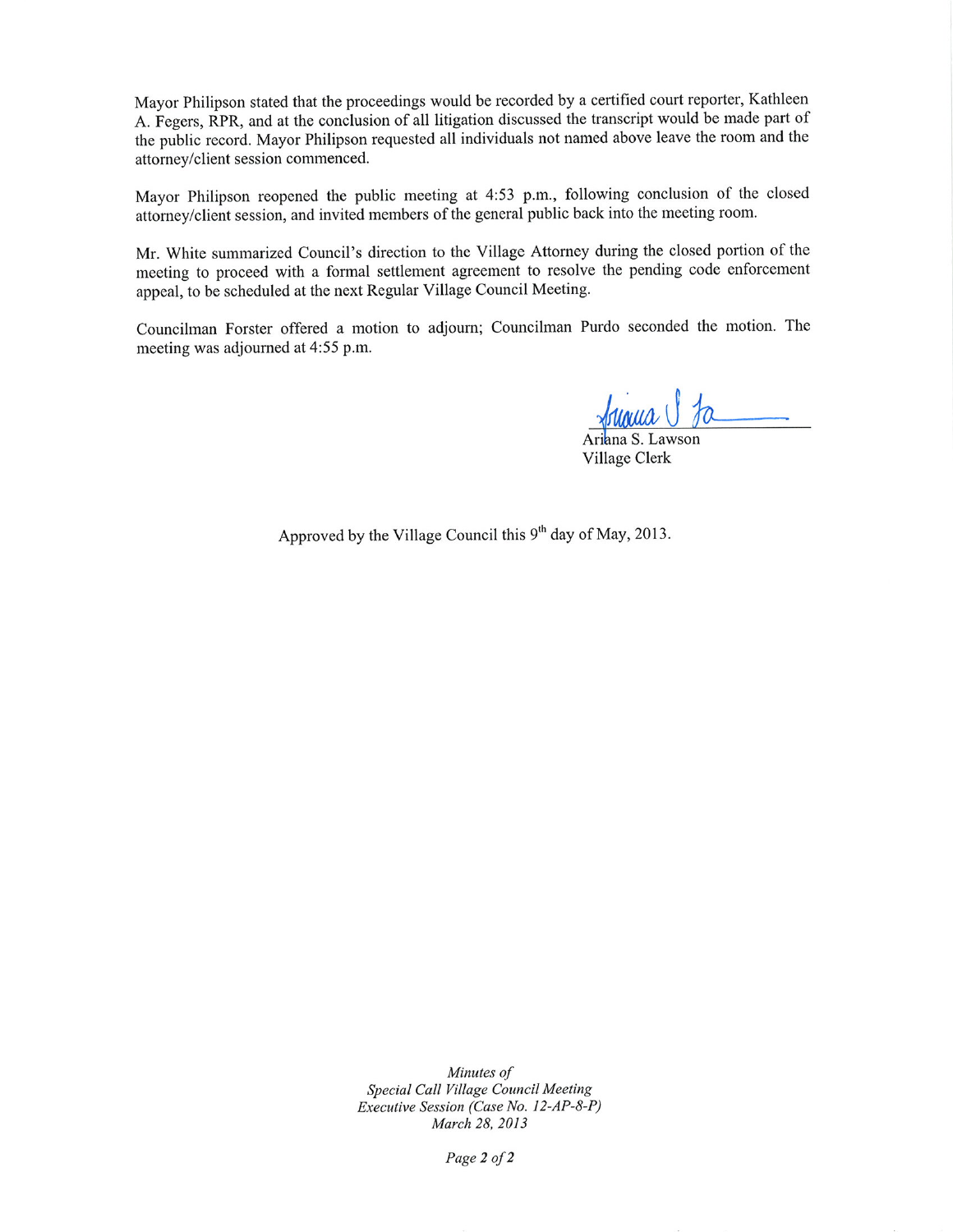Mayor Philipson stated that the proceedings would be recorded by a certified court reporter, Kathleen A. Fegers, RPR, and at the conclusion of all litigation discussed the transcript would be made part of the public record. Mayor Philipson requested all individuals not named above leave the room and the attorney/client session commenced.

Mayor Philipson reopened the public meeting at 4:53 p.m., following conclusion of the closed attorney/client session, and invited members of the general public back into the meeting room.

Mr. White summarized Council's direction to the Village Attorney during the closed portion of the meeting to proceed with a formal settlement agreement to resolve the pending code enforcement appeal, to be scheduled at the next Regular Village Council Meeting.

Councilman Forster offered a motion to adjourn; Councilman Purdo seconded the motion. The meeting was adjourned at 4:55 p.m.

Ariana S. Lawson
Village Clerk

Approved by the Village Council this 9th day of May, 2013.

*Minutes of*
*Special Call Village Council Meeting*
*Executive Session (Case No. 12-AP-8-P)*
*March 28, 2013*